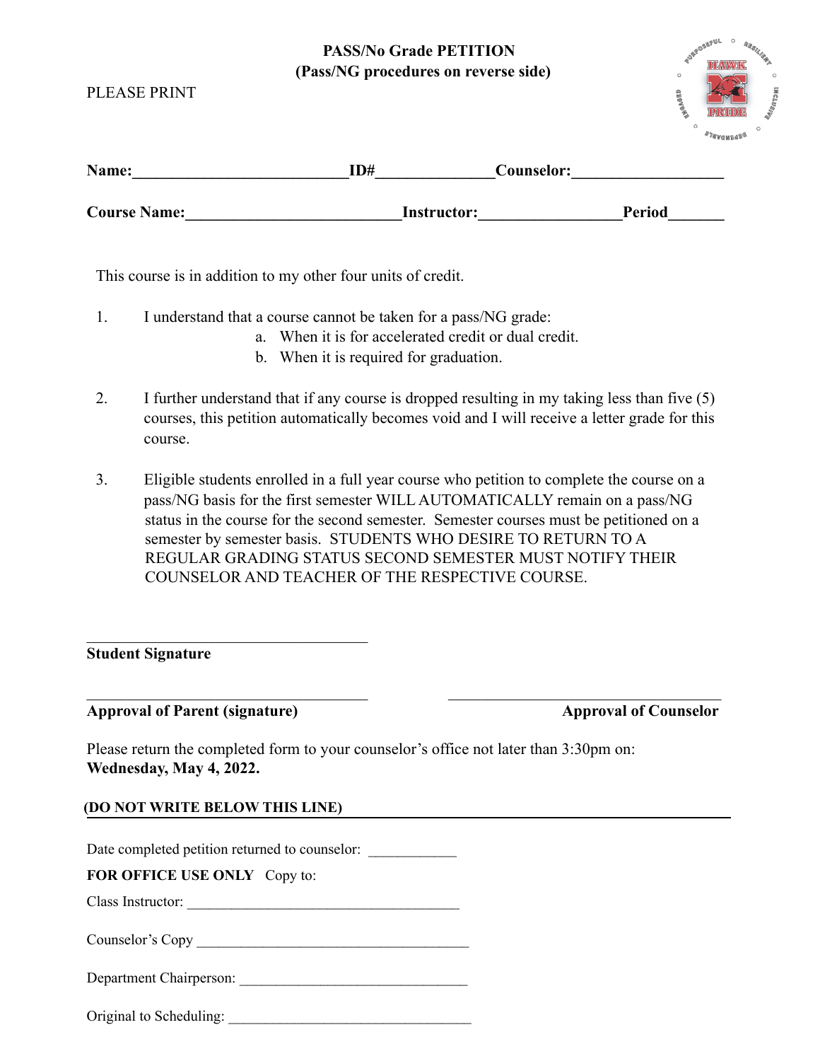**PASS/No Grade PETITION**
**(Pass/NG procedures on reverse side)**

PLEASE PRINT

**Name:**\_\_\_\_\_\_\_\_\_\_\_\_\_\_\_\_\_\_\_\_\_\_\_\_\_\_\_ **ID#**\_\_\_\_\_\_\_\_\_\_\_\_\_\_ **Counselor:**\_\_\_\_\_\_\_\_\_\_\_\_\_\_\_\_\_\_\_

**Course Name:**\_\_\_\_\_\_\_\_\_\_\_\_\_\_\_\_\_\_\_\_\_\_\_\_\_\_\_ **Instructor:**\_\_\_\_\_\_\_\_\_\_\_\_\_\_\_\_\_ **Period**\_\_\_\_\_\_\_

This course is in addition to my other four units of credit.

1. I understand that a course cannot be taken for a pass/NG grade:
   a. When it is for accelerated credit or dual credit.
   b. When it is required for graduation.

2. I further understand that if any course is dropped resulting in my taking less than five (5) courses, this petition automatically becomes void and I will receive a letter grade for this course.

3. Eligible students enrolled in a full year course who petition to complete the course on a pass/NG basis for the first semester WILL AUTOMATICALLY remain on a pass/NG status in the course for the second semester. Semester courses must be petitioned on a semester by semester basis. STUDENTS WHO DESIRE TO RETURN TO A REGULAR GRADING STATUS SECOND SEMESTER MUST NOTIFY THEIR COUNSELOR AND TEACHER OF THE RESPECTIVE COURSE.

\_\_\_\_\_\_\_\_\_\_\_\_\_\_\_\_\_\_\_\_\_\_\_\_\_\_\_\_\_\_\_\_\_\_\_\_
**Student Signature**

\_\_\_\_\_\_\_\_\_\_\_\_\_\_\_\_\_\_\_\_\_\_\_\_\_\_\_\_\_\_\_\_\_\_\_\_ \_\_\_\_\_\_\_\_\_\_\_\_\_\_\_\_\_\_\_\_\_\_\_\_\_\_\_\_\_\_\_\_\_\_\_\_
**Approval of Parent (signature)** **Approval of Counselor**

Please return the completed form to your counselor's office not later than 3:30pm on:
**Wednesday, May 4, 2022.**

**(DO NOT WRITE BELOW THIS LINE)**

Date completed petition returned to counselor: \_\_\_\_\_\_\_\_\_\_\_\_

**FOR OFFICE USE ONLY** Copy to:

Class Instructor: \_\_\_\_\_\_\_\_\_\_\_\_\_\_\_\_\_\_\_\_\_\_\_\_\_\_\_\_\_\_\_\_\_\_\_\_\_

Counselor's Copy \_\_\_\_\_\_\_\_\_\_\_\_\_\_\_\_\_\_\_\_\_\_\_\_\_\_\_\_\_\_\_\_\_\_\_\_\_

Department Chairperson: \_\_\_\_\_\_\_\_\_\_\_\_\_\_\_\_\_\_\_\_\_\_\_\_\_\_\_\_\_\_\_

Original to Scheduling: \_\_\_\_\_\_\_\_\_\_\_\_\_\_\_\_\_\_\_\_\_\_\_\_\_\_\_\_\_\_\_\_\_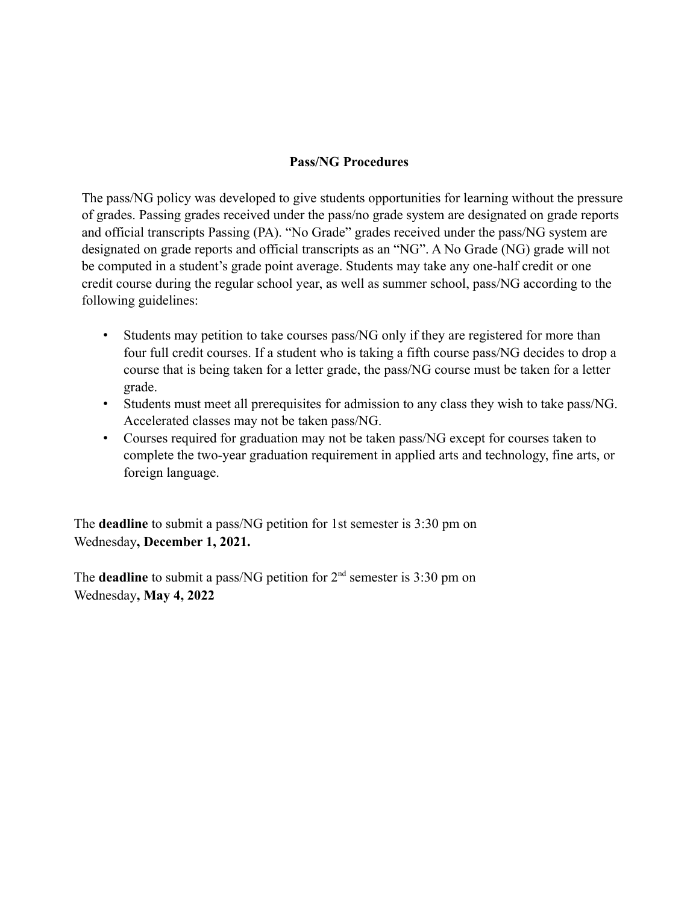## Pass/NG Procedures

The pass/NG policy was developed to give students opportunities for learning without the pressure of grades. Passing grades received under the pass/no grade system are designated on grade reports and official transcripts Passing (PA). "No Grade" grades received under the pass/NG system are designated on grade reports and official transcripts as an "NG". A No Grade (NG) grade will not be computed in a student's grade point average. Students may take any one-half credit or one credit course during the regular school year, as well as summer school, pass/NG according to the following guidelines:

- Students may petition to take courses pass/NG only if they are registered for more than four full credit courses. If a student who is taking a fifth course pass/NG decides to drop a course that is being taken for a letter grade, the pass/NG course must be taken for a letter grade.
- Students must meet all prerequisites for admission to any class they wish to take pass/NG. Accelerated classes may not be taken pass/NG.
- Courses required for graduation may not be taken pass/NG except for courses taken to complete the two-year graduation requirement in applied arts and technology, fine arts, or foreign language.

The **deadline** to submit a pass/NG petition for 1st semester is 3:30 pm on Wednesday**, December 1, 2021.**

The **deadline** to submit a pass/NG petition for 2nd semester is 3:30 pm on Wednesday**, May 4, 2022**